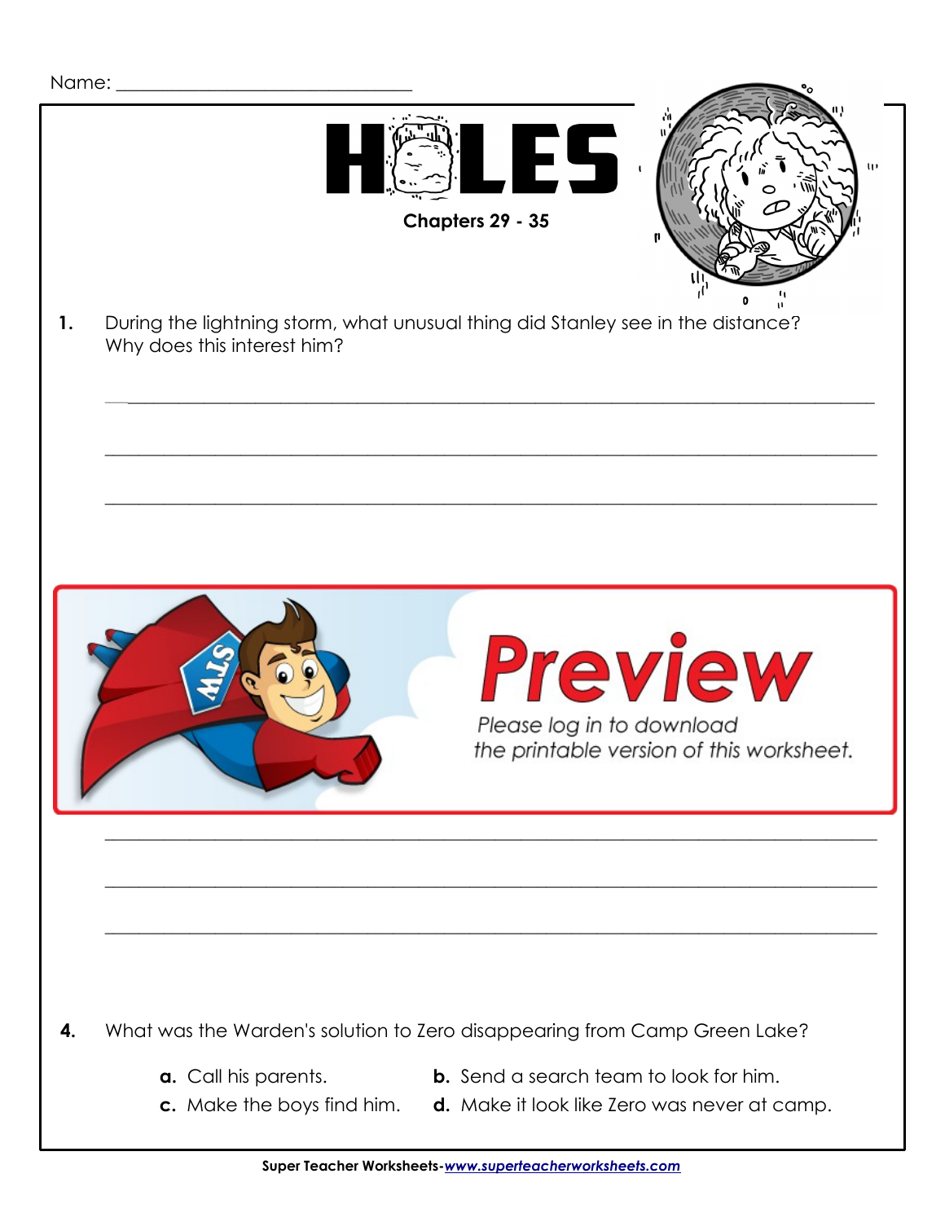Name: ______________________________

# HOLES

**Chapters 29 - 35**

**1.** During the lightning storm, what unusual thing did Stanley see in the distance? Why does this interest him?

______________________________________________________________________

______________________________________________________________________

______________________________________________________________________

**Preview**

*Please log in to download the printable version of this worksheet.*

______________________________________________________________________

______________________________________________________________________

______________________________________________________________________

**4.** What was the Warden's solution to Zero disappearing from Camp Green Lake?

**a.** Call his parents.

**b.** Send a search team to look for him.

**c.** Make the boys find him.

**d.** Make it look like Zero was never at camp.

**Super Teacher Worksheets**-*www.superteacherworksheets.com*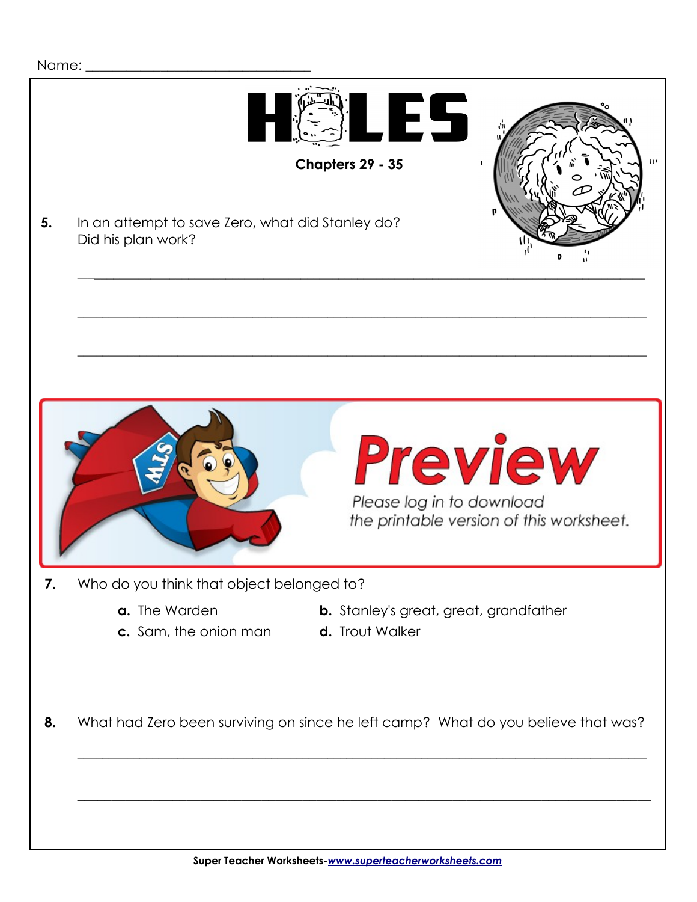Name: ______________________________

# HOLES

**Chapters 29 - 35**

5. In an attempt to save Zero, what did Stanley do? Did his plan work?

_______________________________________________________________________________

_______________________________________________________________________________

_______________________________________________________________________________

Preview

Please log in to download the printable version of this worksheet.

7. Who do you think that object belonged to?

   **a.** The Warden  
   **b.** Stanley's great, great, grandfather  
   **c.** Sam, the onion man  
   **d.** Trout Walker

8. What had Zero been surviving on since he left camp? What do you believe that was?

_______________________________________________________________________________

_______________________________________________________________________________

**Super Teacher Worksheets-*www.superteacherworksheets.com***